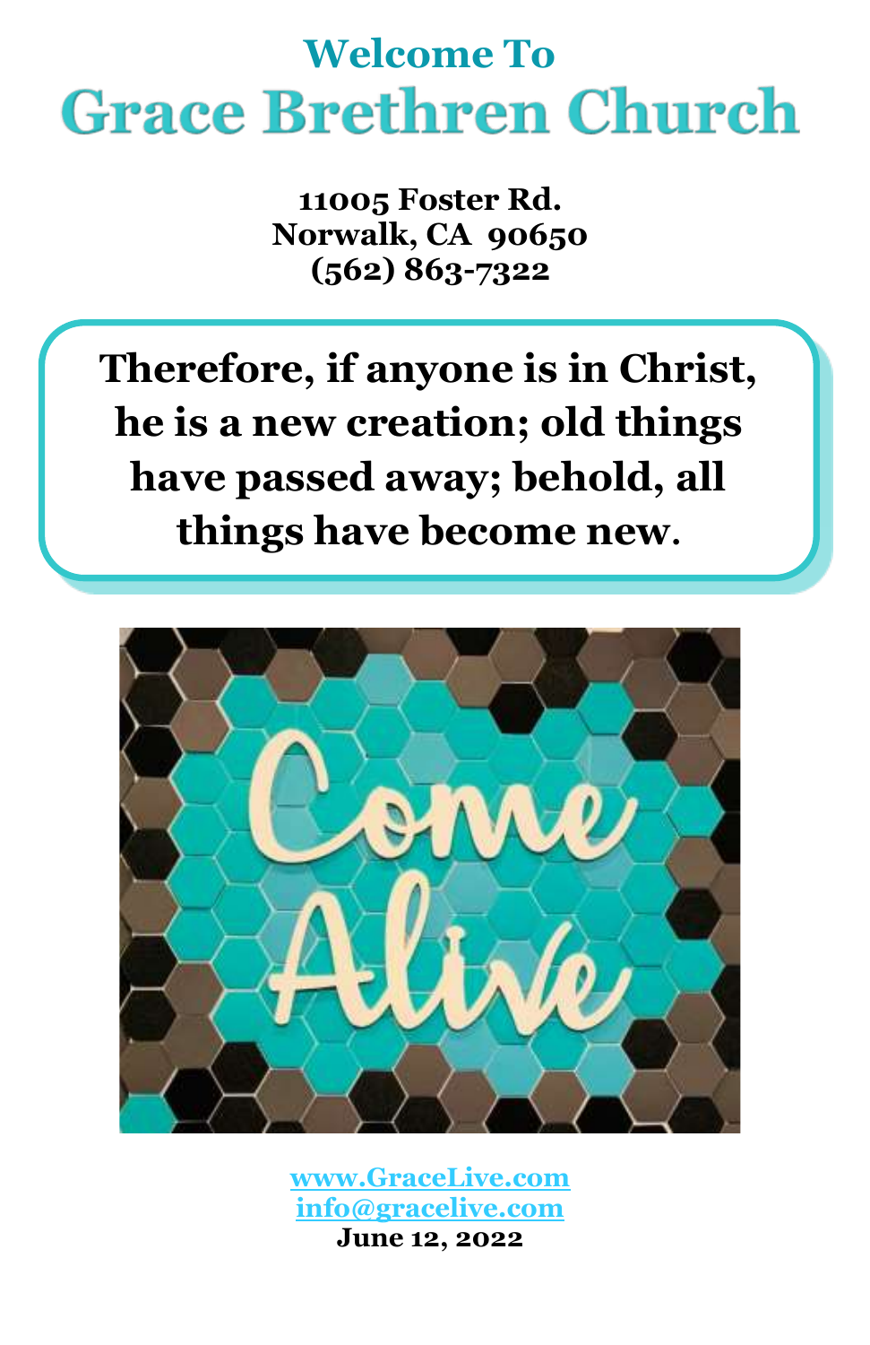## Welcome To

# Grace Brethren Church

**11005 Foster Rd.**
**Norwalk, CA 90650**
**(562) 863-7322**

**Therefore, if anyone is in Christ, he is a new creation; old things have passed away; behold, all things have become new.**

[www.GraceLive.com](http://www.GraceLive.com)
[info@gracelive.com](mailto:info@gracelive.com)
**June 12, 2022**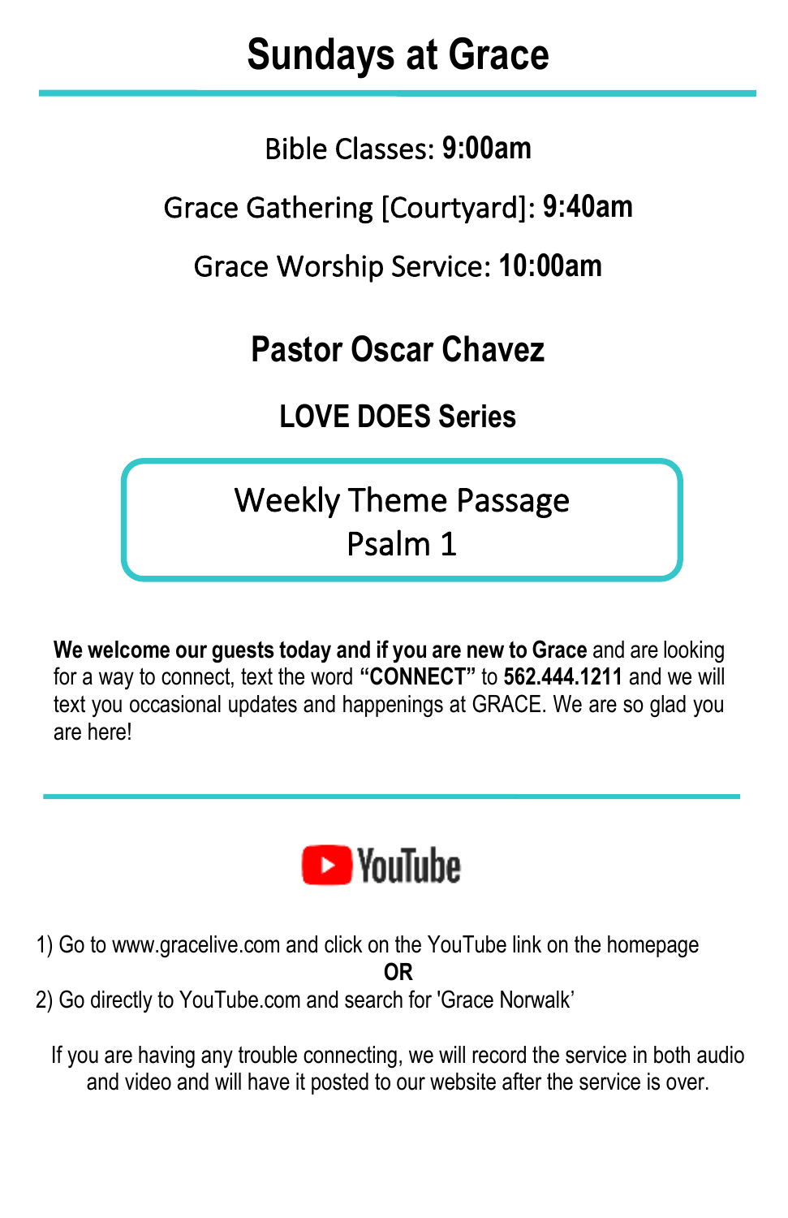# Sundays at Grace

Bible Classes: **9:00am**

Grace Gathering [Courtyard]: **9:40am**

Grace Worship Service: **10:00am**

## Pastor Oscar Chavez

### LOVE DOES Series

Weekly Theme Passage
Psalm 1

**We welcome our guests today and if you are new to Grace** and are looking for a way to connect, text the word **"CONNECT"** to **562.444.1211** and we will text you occasional updates and happenings at GRACE. We are so glad you are here!

---

YouTube

1) Go to www.gracelive.com and click on the YouTube link on the homepage

**OR**

2) Go directly to YouTube.com and search for 'Grace Norwalk'

If you are having any trouble connecting, we will record the service in both audio and video and will have it posted to our website after the service is over.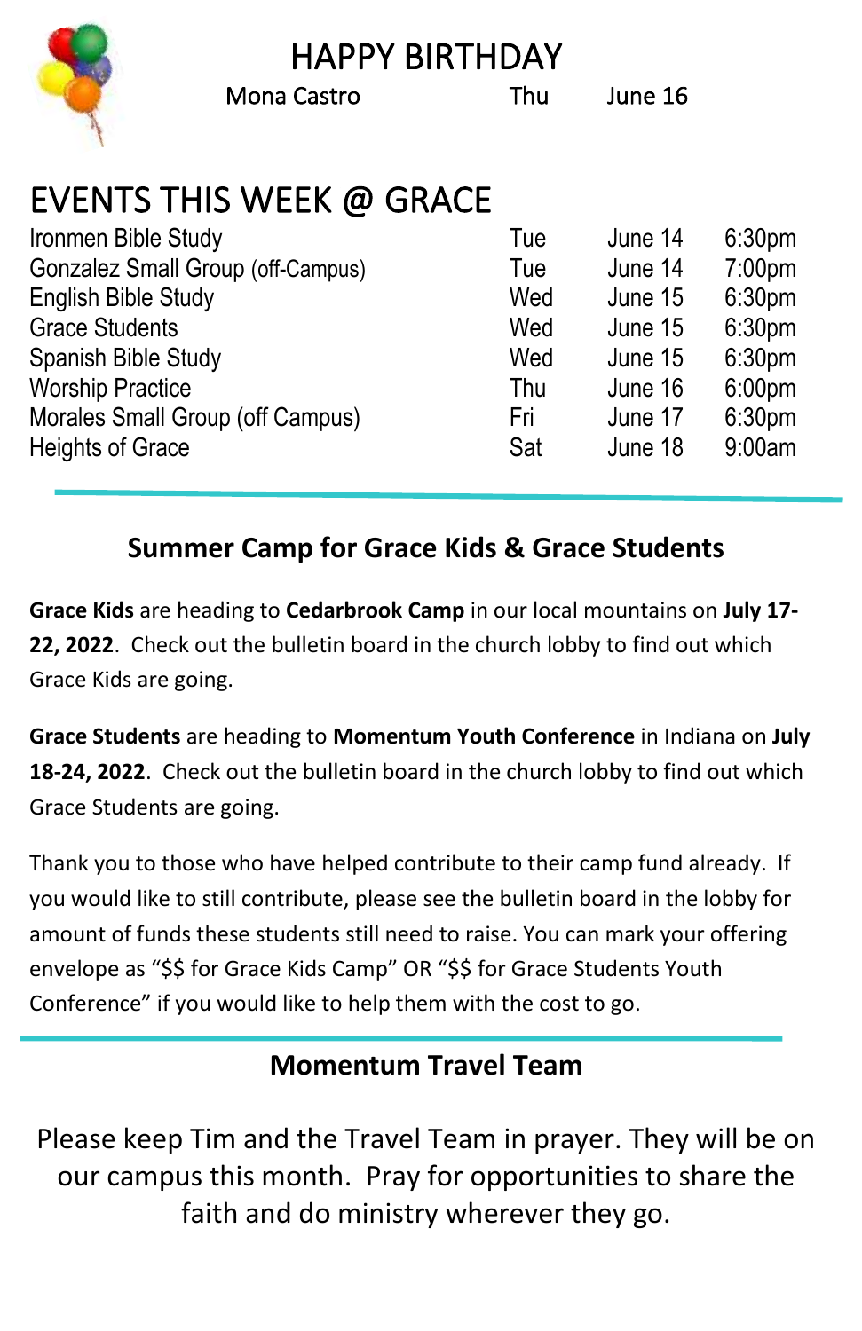# HAPPY BIRTHDAY

| | | |
|---|---|---|
| Mona Castro | Thu | June 16 |

# EVENTS THIS WEEK @ GRACE

| | | | |
|---|---|---|---|
| Ironmen Bible Study | Tue | June 14 | 6:30pm |
| Gonzalez Small Group (off-Campus) | Tue | June 14 | 7:00pm |
| English Bible Study | Wed | June 15 | 6:30pm |
| Grace Students | Wed | June 15 | 6:30pm |
| Spanish Bible Study | Wed | June 15 | 6:30pm |
| Worship Practice | Thu | June 16 | 6:00pm |
| Morales Small Group (off Campus) | Fri | June 17 | 6:30pm |
| Heights of Grace | Sat | June 18 | 9:00am |

## Summer Camp for Grace Kids & Grace Students

**Grace Kids** are heading to **Cedarbrook Camp** in our local mountains on **July 17-22, 2022**. Check out the bulletin board in the church lobby to find out which Grace Kids are going.

**Grace Students** are heading to **Momentum Youth Conference** in Indiana on **July 18-24, 2022**. Check out the bulletin board in the church lobby to find out which Grace Students are going.

Thank you to those who have helped contribute to their camp fund already. If you would like to still contribute, please see the bulletin board in the lobby for amount of funds these students still need to raise. You can mark your offering envelope as "$$ for Grace Kids Camp" OR "$$ for Grace Students Youth Conference" if you would like to help them with the cost to go.

## Momentum Travel Team

Please keep Tim and the Travel Team in prayer. They will be on our campus this month. Pray for opportunities to share the faith and do ministry wherever they go.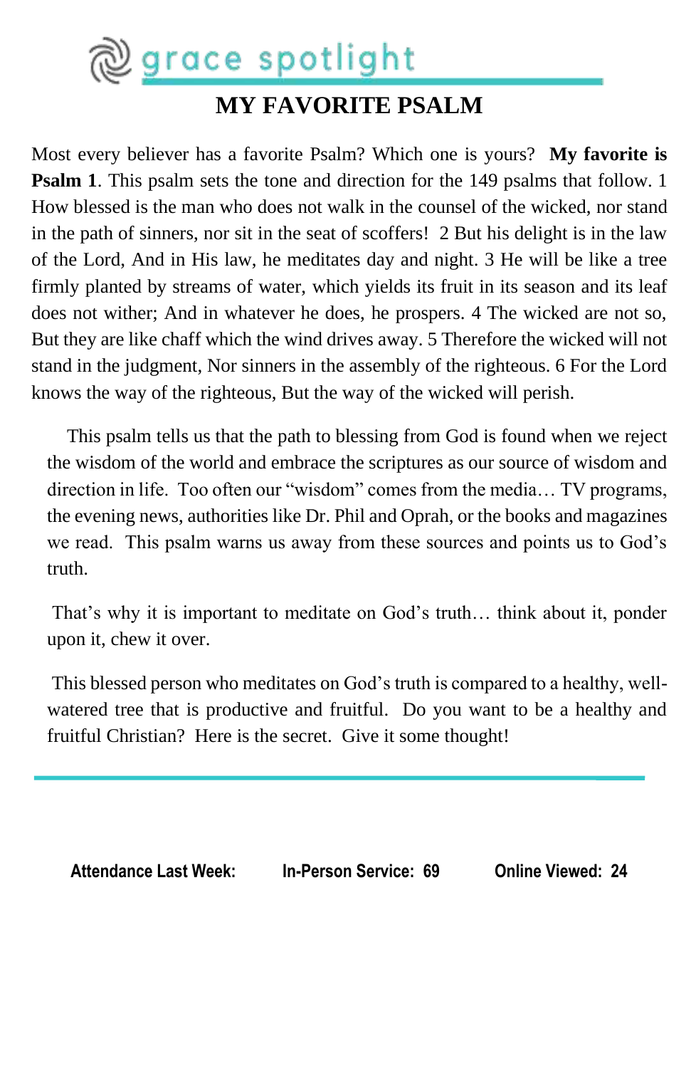# grace spotlight

## MY FAVORITE PSALM

Most every believer has a favorite Psalm? Which one is yours? **My favorite is Psalm 1**. This psalm sets the tone and direction for the 149 psalms that follow. 1 How blessed is the man who does not walk in the counsel of the wicked, nor stand in the path of sinners, nor sit in the seat of scoffers! 2 But his delight is in the law of the Lord, And in His law, he meditates day and night. 3 He will be like a tree firmly planted by streams of water, which yields its fruit in its season and its leaf does not wither; And in whatever he does, he prospers. 4 The wicked are not so, But they are like chaff which the wind drives away. 5 Therefore the wicked will not stand in the judgment, Nor sinners in the assembly of the righteous. 6 For the Lord knows the way of the righteous, But the way of the wicked will perish.

This psalm tells us that the path to blessing from God is found when we reject the wisdom of the world and embrace the scriptures as our source of wisdom and direction in life. Too often our "wisdom" comes from the media… TV programs, the evening news, authorities like Dr. Phil and Oprah, or the books and magazines we read. This psalm warns us away from these sources and points us to God's truth.

That's why it is important to meditate on God's truth… think about it, ponder upon it, chew it over.

This blessed person who meditates on God's truth is compared to a healthy, well-watered tree that is productive and fruitful. Do you want to be a healthy and fruitful Christian? Here is the secret. Give it some thought!

---

**Attendance Last Week:** **In-Person Service: 69** **Online Viewed: 24**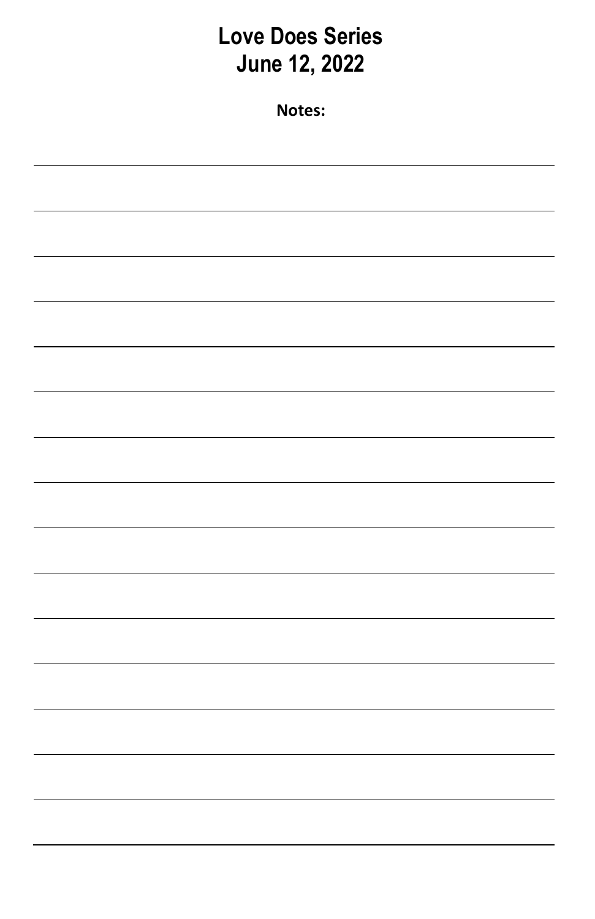# Love Does Series
# June 12, 2022

**Notes:**